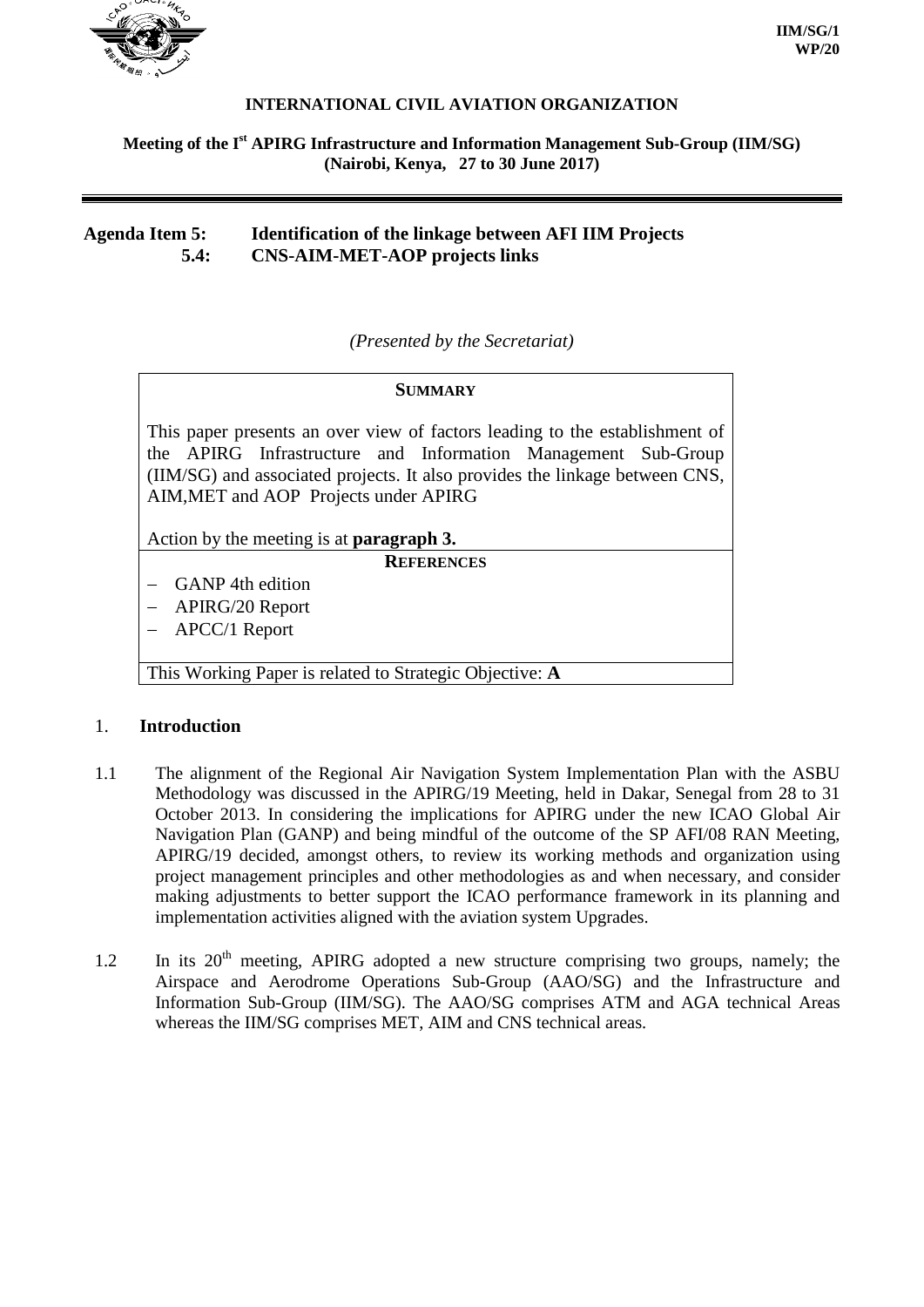IIM/SG/1
WP/20

**INTERNATIONAL CIVIL AVIATION ORGANIZATION**

**Meeting of the I[st] APIRG Infrastructure and Information Management Sub-Group (IIM/SG) (Nairobi, Kenya, 27 to 30 June 2017)**

---

**Agenda Item 5: Identification of the linkage between AFI IIM Projects**
**5.4: CNS-AIM-MET-AOP projects links**

*(Presented by the Secretariat)*

| **SUMMARY** |
|---|
| This paper presents an over view of factors leading to the establishment of the APIRG Infrastructure and Information Management Sub-Group (IIM/SG) and associated projects. It also provides the linkage between CNS, AIM,MET and AOP Projects under APIRG<br><br>Action by the meeting is at **paragraph 3.** |
| **REFERENCES** |
| – GANP 4th edition<br>– APIRG/20 Report<br>– APCC/1 Report |
| This Working Paper is related to Strategic Objective: **A** |

## 1. Introduction

1.1 The alignment of the Regional Air Navigation System Implementation Plan with the ASBU Methodology was discussed in the APIRG/19 Meeting, held in Dakar, Senegal from 28 to 31 October 2013. In considering the implications for APIRG under the new ICAO Global Air Navigation Plan (GANP) and being mindful of the outcome of the SP AFI/08 RAN Meeting, APIRG/19 decided, amongst others, to review its working methods and organization using project management principles and other methodologies as and when necessary, and consider making adjustments to better support the ICAO performance framework in its planning and implementation activities aligned with the aviation system Upgrades.

1.2 In its 20[th] meeting, APIRG adopted a new structure comprising two groups, namely; the Airspace and Aerodrome Operations Sub-Group (AAO/SG) and the Infrastructure and Information Sub-Group (IIM/SG). The AAO/SG comprises ATM and AGA technical Areas whereas the IIM/SG comprises MET, AIM and CNS technical areas.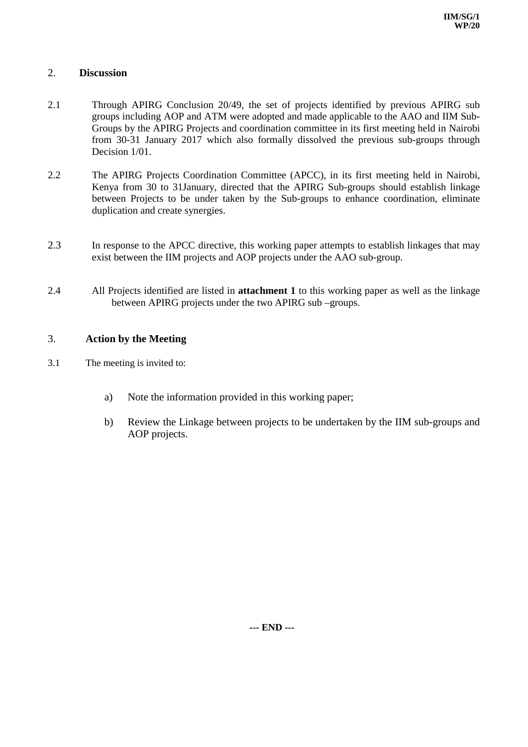## 2. Discussion

2.1 Through APIRG Conclusion 20/49, the set of projects identified by previous APIRG sub groups including AOP and ATM were adopted and made applicable to the AAO and IIM Sub-Groups by the APIRG Projects and coordination committee in its first meeting held in Nairobi from 30-31 January 2017 which also formally dissolved the previous sub-groups through Decision 1/01.

2.2 The APIRG Projects Coordination Committee (APCC), in its first meeting held in Nairobi, Kenya from 30 to 31January, directed that the APIRG Sub-groups should establish linkage between Projects to be under taken by the Sub-groups to enhance coordination, eliminate duplication and create synergies.

2.3 In response to the APCC directive, this working paper attempts to establish linkages that may exist between the IIM projects and AOP projects under the AAO sub-group.

2.4 All Projects identified are listed in **attachment 1** to this working paper as well as the linkage between APIRG projects under the two APIRG sub –groups.

## 3. Action by the Meeting

3.1 The meeting is invited to:

a) Note the information provided in this working paper;

b) Review the Linkage between projects to be undertaken by the IIM sub-groups and AOP projects.

**--- END ---**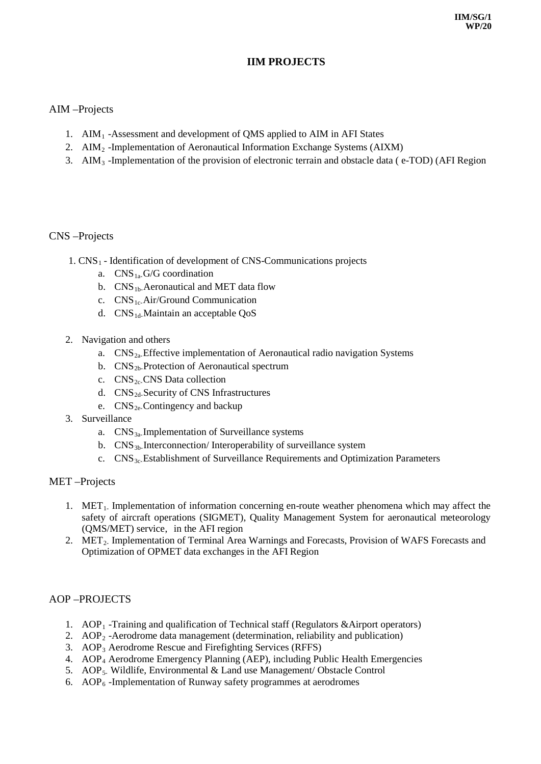# IIM PROJECTS

## AIM –Projects

1. $AIM_1$ -Assessment and development of QMS applied to AIM in AFI States
2. $AIM_2$ -Implementation of Aeronautical Information Exchange Systems (AIXM)
3. $AIM_3$ -Implementation of the provision of electronic terrain and obstacle data ( e-TOD) (AFI Region

## CNS –Projects

1. $CNS_1$ - Identification of development of CNS-Communications projects
   a. $CNS_{1a}$-G/G coordination
   b. $CNS_{1b}$-Aeronautical and MET data flow
   c. $CNS_{1c}$-Air/Ground Communication
   d. $CNS_{1d}$-Maintain an acceptable QoS

2. Navigation and others
   a. $CNS_{2a}$-Effective implementation of Aeronautical radio navigation Systems
   b. $CNS_{2b}$-Protection of Aeronautical spectrum
   c. $CNS_{2c}$-CNS Data collection
   d. $CNS_{2d}$-Security of CNS Infrastructures
   e. $CNS_{2e}$-Contingency and backup
3. Surveillance
   a. $CNS_{3a}$-Implementation of Surveillance systems
   b. $CNS_{3b}$-Interconnection/ Interoperability of surveillance system
   c. $CNS_{3c}$-Establishment of Surveillance Requirements and Optimization Parameters

## MET –Projects

1. $MET_1$- Implementation of information concerning en-route weather phenomena which may affect the safety of aircraft operations (SIGMET), Quality Management System for aeronautical meteorology (QMS/MET) service, in the AFI region
2. $MET_2$- Implementation of Terminal Area Warnings and Forecasts, Provision of WAFS Forecasts and Optimization of OPMET data exchanges in the AFI Region

## AOP –PROJECTS

1. $AOP_1$ -Training and qualification of Technical staff (Regulators &Airport operators)
2. $AOP_2$ -Aerodrome data management (determination, reliability and publication)
3. $AOP_3$ Aerodrome Rescue and Firefighting Services (RFFS)
4. $AOP_4$ Aerodrome Emergency Planning (AEP), including Public Health Emergencies
5. $AOP_5$- Wildlife, Environmental & Land use Management/ Obstacle Control
6. $AOP_6$ -Implementation of Runway safety programmes at aerodromes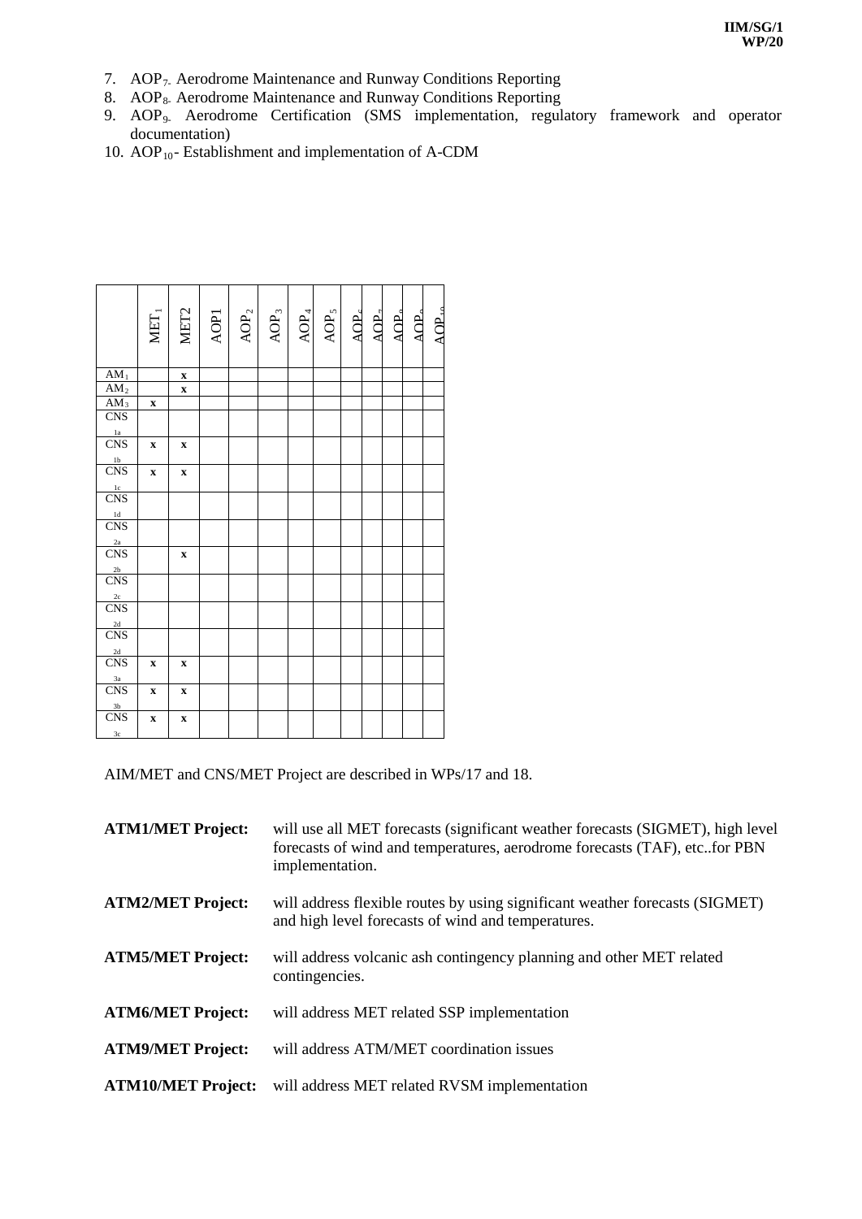7. $AOP_7$ - Aerodrome Maintenance and Runway Conditions Reporting
8. $AOP_8$ - Aerodrome Maintenance and Runway Conditions Reporting
9. $AOP_9$ - Aerodrome Certification (SMS implementation, regulatory framework and operator documentation)
10. $AOP_{10}$- Establishment and implementation of A-CDM

| | $MET_1$ | MET2 | AOP1 | $AOP_2$ | $AOP_3$ | $AOP_4$ | $AOP_5$ | $AOP_6$ | $AOP_7$ | $AOP_8$ | $AOP_9$ | $AOP_{10}$ |
|---|---|---|---|---|---|---|---|---|---|---|---|---|
| $AM_1$ | | x | | | | | | | | | | |
| $AM_2$ | | x | | | | | | | | | | |
| $AM_3$ | x | | | | | | | | | | | |
| CNS 1a | | | | | | | | | | | | |
| CNS 1b | x | x | | | | | | | | | | |
| CNS 1c | x | x | | | | | | | | | | |
| CNS 1d | | | | | | | | | | | | |
| CNS 2a | | | | | | | | | | | | |
| CNS 2b | | x | | | | | | | | | | |
| CNS 2c | | | | | | | | | | | | |
| CNS 2d | | | | | | | | | | | | |
| CNS 2d | | | | | | | | | | | | |
| CNS 3a | x | x | | | | | | | | | | |
| CNS 3b | x | x | | | | | | | | | | |
| CNS 3c | x | x | | | | | | | | | | |

AIM/MET and CNS/MET Project are described in WPs/17 and 18.

**ATM1/MET Project:** will use all MET forecasts (significant weather forecasts (SIGMET), high level forecasts of wind and temperatures, aerodrome forecasts (TAF), etc..for PBN implementation.

**ATM2/MET Project:** will address flexible routes by using significant weather forecasts (SIGMET) and high level forecasts of wind and temperatures.

**ATM5/MET Project:** will address volcanic ash contingency planning and other MET related contingencies.

**ATM6/MET Project:** will address MET related SSP implementation

**ATM9/MET Project:** will address ATM/MET coordination issues

**ATM10/MET Project:** will address MET related RVSM implementation